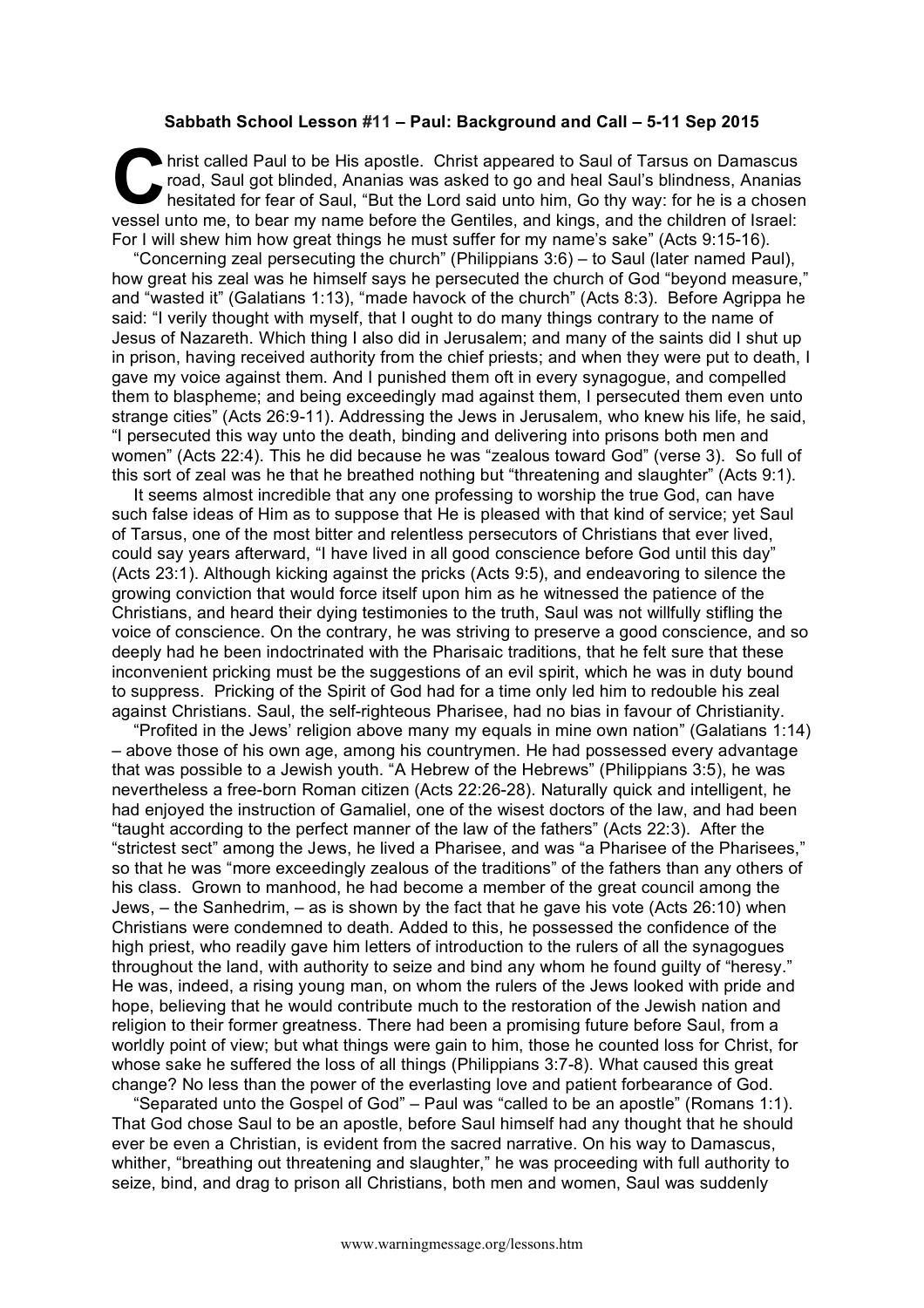**Sabbath School Lesson #11 – Paul: Background and Call – 5-11 Sep 2015**

Christ called Paul to be His apostle. Christ appeared to Saul of Tarsus on Damascus road, Saul got blinded, Ananias was asked to go and heal Saul's blindness, Ananias hesitated for fear of Saul, "But the Lord said unto him, Go thy way: for he is a chosen vessel unto me, to bear my name before the Gentiles, and kings, and the children of Israel: For I will shew him how great things he must suffer for my name's sake" (Acts 9:15-16).

"Concerning zeal persecuting the church" (Philippians 3:6) – to Saul (later named Paul), how great his zeal was he himself says he persecuted the church of God "beyond measure," and "wasted it" (Galatians 1:13), "made havock of the church" (Acts 8:3). Before Agrippa he said: "I verily thought with myself, that I ought to do many things contrary to the name of Jesus of Nazareth. Which thing I also did in Jerusalem; and many of the saints did I shut up in prison, having received authority from the chief priests; and when they were put to death, I gave my voice against them. And I punished them oft in every synagogue, and compelled them to blaspheme; and being exceedingly mad against them, I persecuted them even unto strange cities" (Acts 26:9-11). Addressing the Jews in Jerusalem, who knew his life, he said, "I persecuted this way unto the death, binding and delivering into prisons both men and women" (Acts 22:4). This he did because he was "zealous toward God" (verse 3). So full of this sort of zeal was he that he breathed nothing but "threatening and slaughter" (Acts 9:1).

It seems almost incredible that any one professing to worship the true God, can have such false ideas of Him as to suppose that He is pleased with that kind of service; yet Saul of Tarsus, one of the most bitter and relentless persecutors of Christians that ever lived, could say years afterward, "I have lived in all good conscience before God until this day" (Acts 23:1). Although kicking against the pricks (Acts 9:5), and endeavoring to silence the growing conviction that would force itself upon him as he witnessed the patience of the Christians, and heard their dying testimonies to the truth, Saul was not willfully stifling the voice of conscience. On the contrary, he was striving to preserve a good conscience, and so deeply had he been indoctrinated with the Pharisaic traditions, that he felt sure that these inconvenient pricking must be the suggestions of an evil spirit, which he was in duty bound to suppress. Pricking of the Spirit of God had for a time only led him to redouble his zeal against Christians. Saul, the self-righteous Pharisee, had no bias in favour of Christianity.

"Profited in the Jews' religion above many my equals in mine own nation" (Galatians 1:14) – above those of his own age, among his countrymen. He had possessed every advantage that was possible to a Jewish youth. "A Hebrew of the Hebrews" (Philippians 3:5), he was nevertheless a free-born Roman citizen (Acts 22:26-28). Naturally quick and intelligent, he had enjoyed the instruction of Gamaliel, one of the wisest doctors of the law, and had been "taught according to the perfect manner of the law of the fathers" (Acts 22:3). After the "strictest sect" among the Jews, he lived a Pharisee, and was "a Pharisee of the Pharisees," so that he was "more exceedingly zealous of the traditions" of the fathers than any others of his class. Grown to manhood, he had become a member of the great council among the Jews, – the Sanhedrim, – as is shown by the fact that he gave his vote (Acts 26:10) when Christians were condemned to death. Added to this, he possessed the confidence of the high priest, who readily gave him letters of introduction to the rulers of all the synagogues throughout the land, with authority to seize and bind any whom he found guilty of "heresy." He was, indeed, a rising young man, on whom the rulers of the Jews looked with pride and hope, believing that he would contribute much to the restoration of the Jewish nation and religion to their former greatness. There had been a promising future before Saul, from a worldly point of view; but what things were gain to him, those he counted loss for Christ, for whose sake he suffered the loss of all things (Philippians 3:7-8). What caused this great change? No less than the power of the everlasting love and patient forbearance of God.

"Separated unto the Gospel of God" – Paul was "called to be an apostle" (Romans 1:1). That God chose Saul to be an apostle, before Saul himself had any thought that he should ever be even a Christian, is evident from the sacred narrative. On his way to Damascus, whither, "breathing out threatening and slaughter," he was proceeding with full authority to seize, bind, and drag to prison all Christians, both men and women, Saul was suddenly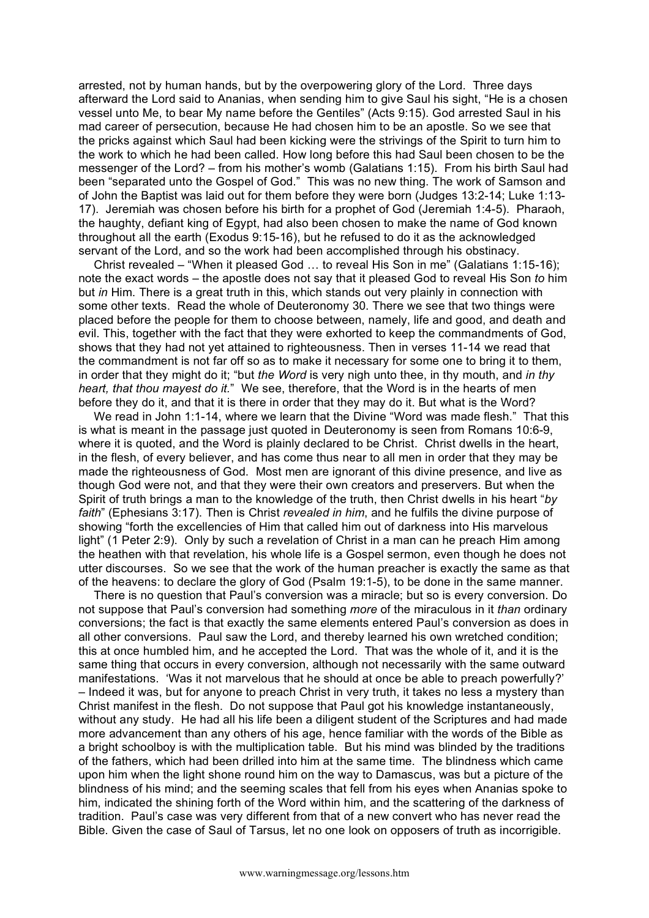arrested, not by human hands, but by the overpowering glory of the Lord. Three days afterward the Lord said to Ananias, when sending him to give Saul his sight, "He is a chosen vessel unto Me, to bear My name before the Gentiles" (Acts 9:15). God arrested Saul in his mad career of persecution, because He had chosen him to be an apostle. So we see that the pricks against which Saul had been kicking were the strivings of the Spirit to turn him to the work to which he had been called. How long before this had Saul been chosen to be the messenger of the Lord? – from his mother's womb (Galatians 1:15). From his birth Saul had been "separated unto the Gospel of God." This was no new thing. The work of Samson and of John the Baptist was laid out for them before they were born (Judges 13:2-14; Luke 1:13-17). Jeremiah was chosen before his birth for a prophet of God (Jeremiah 1:4-5). Pharaoh, the haughty, defiant king of Egypt, had also been chosen to make the name of God known throughout all the earth (Exodus 9:15-16), but he refused to do it as the acknowledged servant of the Lord, and so the work had been accomplished through his obstinacy.

Christ revealed – "When it pleased God … to reveal His Son in me" (Galatians 1:15-16); note the exact words – the apostle does not say that it pleased God to reveal His Son *to* him but *in* Him. There is a great truth in this, which stands out very plainly in connection with some other texts. Read the whole of Deuteronomy 30. There we see that two things were placed before the people for them to choose between, namely, life and good, and death and evil. This, together with the fact that they were exhorted to keep the commandments of God, shows that they had not yet attained to righteousness. Then in verses 11-14 we read that the commandment is not far off so as to make it necessary for some one to bring it to them, in order that they might do it; "but *the Word* is very nigh unto thee, in thy mouth, and *in thy heart, that thou mayest do it.*" We see, therefore, that the Word is in the hearts of men before they do it, and that it is there in order that they may do it. But what is the Word?

We read in John 1:1-14, where we learn that the Divine "Word was made flesh." That this is what is meant in the passage just quoted in Deuteronomy is seen from Romans 10:6-9, where it is quoted, and the Word is plainly declared to be Christ. Christ dwells in the heart, in the flesh, of every believer, and has come thus near to all men in order that they may be made the righteousness of God. Most men are ignorant of this divine presence, and live as though God were not, and that they were their own creators and preservers. But when the Spirit of truth brings a man to the knowledge of the truth, then Christ dwells in his heart "*by faith*" (Ephesians 3:17). Then is Christ *revealed in him*, and he fulfils the divine purpose of showing "forth the excellencies of Him that called him out of darkness into His marvelous light" (1 Peter 2:9). Only by such a revelation of Christ in a man can he preach Him among the heathen with that revelation, his whole life is a Gospel sermon, even though he does not utter discourses. So we see that the work of the human preacher is exactly the same as that of the heavens: to declare the glory of God (Psalm 19:1-5), to be done in the same manner.

There is no question that Paul's conversion was a miracle; but so is every conversion. Do not suppose that Paul's conversion had something *more* of the miraculous in it *than* ordinary conversions; the fact is that exactly the same elements entered Paul's conversion as does in all other conversions. Paul saw the Lord, and thereby learned his own wretched condition; this at once humbled him, and he accepted the Lord. That was the whole of it, and it is the same thing that occurs in every conversion, although not necessarily with the same outward manifestations. 'Was it not marvelous that he should at once be able to preach powerfully?' – Indeed it was, but for anyone to preach Christ in very truth, it takes no less a mystery than Christ manifest in the flesh. Do not suppose that Paul got his knowledge instantaneously, without any study. He had all his life been a diligent student of the Scriptures and had made more advancement than any others of his age, hence familiar with the words of the Bible as a bright schoolboy is with the multiplication table. But his mind was blinded by the traditions of the fathers, which had been drilled into him at the same time. The blindness which came upon him when the light shone round him on the way to Damascus, was but a picture of the blindness of his mind; and the seeming scales that fell from his eyes when Ananias spoke to him, indicated the shining forth of the Word within him, and the scattering of the darkness of tradition. Paul's case was very different from that of a new convert who has never read the Bible. Given the case of Saul of Tarsus, let no one look on opposers of truth as incorrigible.